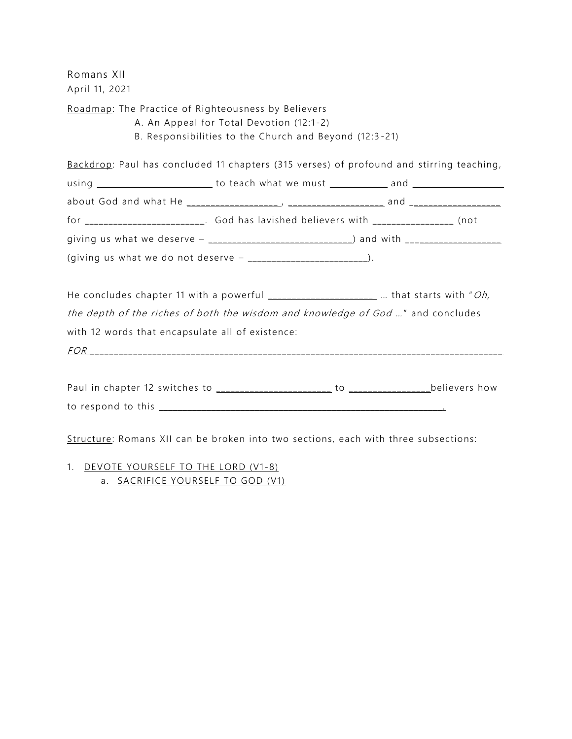Romans XII
April 11, 2021

<u>Roadmap</u>: The Practice of Righteousness by Believers

A. An Appeal for Total Devotion (12:1-2)
B. Responsibilities to the Church and Beyond (12:3-21)

<u>Backdrop</u>: Paul has concluded 11 chapters (315 verses) of profound and stirring teaching, using ______________________ to teach what we must ___________ and _________________ about God and what He _________________, __________________ and _________________ for _______________________. God has lavished believers with _______________ (not giving us what we deserve – ____________________________) and with ___________________ (giving us what we do not deserve – _______________________).

He concludes chapter 11 with a powerful _____________________ … that starts with "*Oh, the depth of the riches of both the wisdom and knowledge of God …*" and concludes with 12 words that encapsulate all of existence:

*FOR* ________________________________________________________________________________

Paul in chapter 12 switches to ______________________ to _______________believers how to respond to this ____________________________________________________________.

<u>Structure</u>: Romans XII can be broken into two sections, each with three subsections:

1. <u>DEVOTE YOURSELF TO THE LORD (V1-8)</u>
    a. <u>SACRIFICE YOURSELF TO GOD (V1)</u>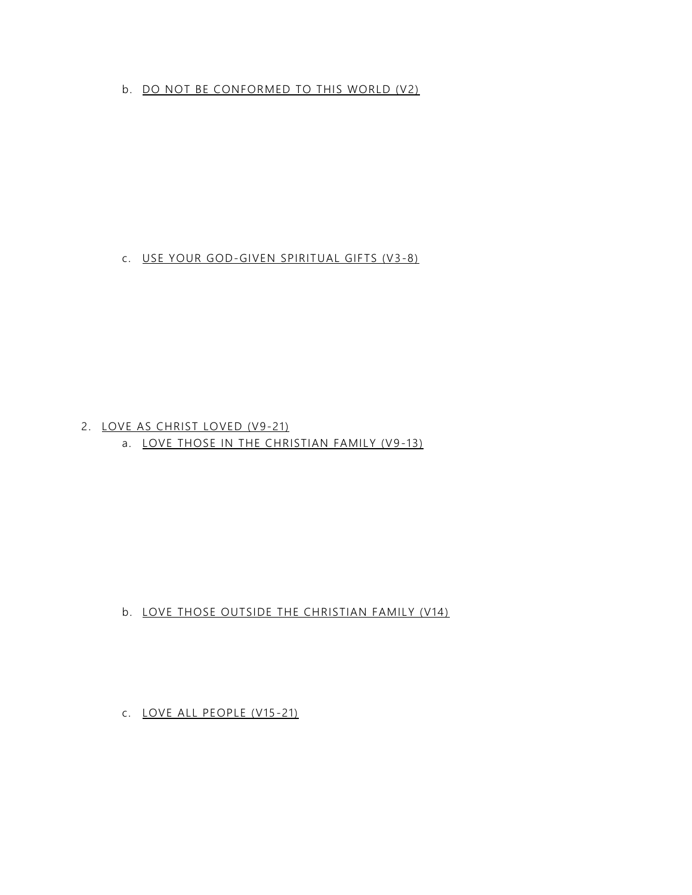b. <u>DO NOT BE CONFORMED TO THIS WORLD (V2)</u>

c. <u>USE YOUR GOD-GIVEN SPIRITUAL GIFTS (V3-8)</u>

2. <u>LOVE AS CHRIST LOVED (V9-21)</u>

   a. <u>LOVE THOSE IN THE CHRISTIAN FAMILY (V9-13)</u>

   b. <u>LOVE THOSE OUTSIDE THE CHRISTIAN FAMILY (V14)</u>

   c. <u>LOVE ALL PEOPLE (V15-21)</u>